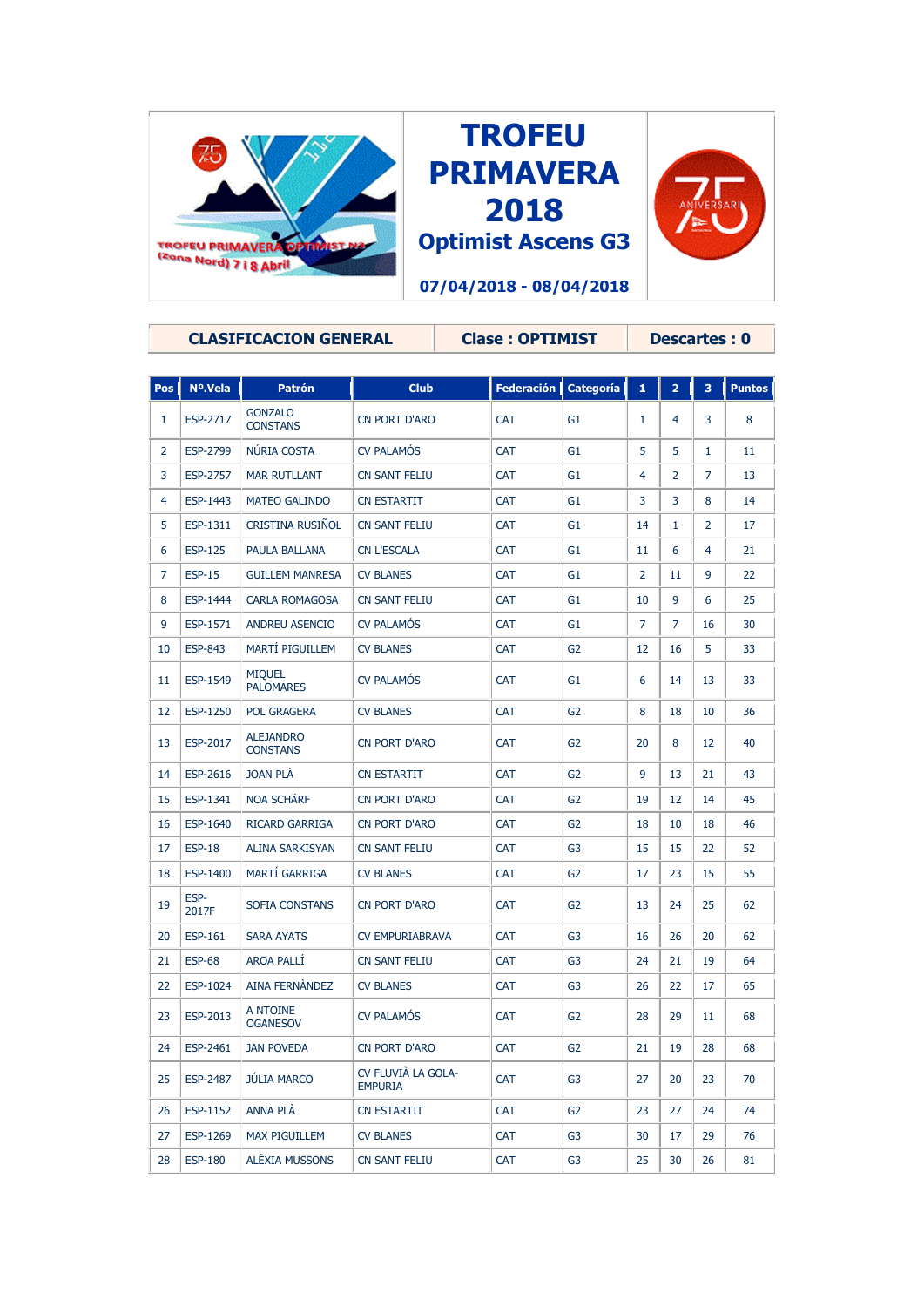# TROFEU PRIMAVERA 2018

## Optimist Ascens G3

**07/04/2018 - 08/04/2018**

| CLASIFICACION GENERAL | Clase : OPTIMIST | Descartes : 0 |
|---|---|---|

| Pos | Nº.Vela | Patrón | Club | Federación | Categoría | 1 | 2 | 3 | Puntos |
|---|---|---|---|---|---|---|---|---|---|
| 1 | ESP-2717 | GONZALO CONSTANS | CN PORT D'ARO | CAT | G1 | 1 | 4 | 3 | 8 |
| 2 | ESP-2799 | NÚRIA COSTA | CV PALAMÓS | CAT | G1 | 5 | 5 | 1 | 11 |
| 3 | ESP-2757 | MAR RUTLLANT | CN SANT FELIU | CAT | G1 | 4 | 2 | 7 | 13 |
| 4 | ESP-1443 | MATEO GALINDO | CN ESTARTIT | CAT | G1 | 3 | 3 | 8 | 14 |
| 5 | ESP-1311 | CRISTINA RUSIÑOL | CN SANT FELIU | CAT | G1 | 14 | 1 | 2 | 17 |
| 6 | ESP-125 | PAULA BALLANA | CN L'ESCALA | CAT | G1 | 11 | 6 | 4 | 21 |
| 7 | ESP-15 | GUILLEM MANRESA | CV BLANES | CAT | G1 | 2 | 11 | 9 | 22 |
| 8 | ESP-1444 | CARLA ROMAGOSA | CN SANT FELIU | CAT | G1 | 10 | 9 | 6 | 25 |
| 9 | ESP-1571 | ANDREU ASENCIO | CV PALAMÓS | CAT | G1 | 7 | 7 | 16 | 30 |
| 10 | ESP-843 | MARTÍ PIGUILLEM | CV BLANES | CAT | G2 | 12 | 16 | 5 | 33 |
| 11 | ESP-1549 | MIQUEL PALOMARES | CV PALAMÓS | CAT | G1 | 6 | 14 | 13 | 33 |
| 12 | ESP-1250 | POL GRAGERA | CV BLANES | CAT | G2 | 8 | 18 | 10 | 36 |
| 13 | ESP-2017 | ALEJANDRO CONSTANS | CN PORT D'ARO | CAT | G2 | 20 | 8 | 12 | 40 |
| 14 | ESP-2616 | JOAN PLÀ | CN ESTARTIT | CAT | G2 | 9 | 13 | 21 | 43 |
| 15 | ESP-1341 | NOA SCHÄRF | CN PORT D'ARO | CAT | G2 | 19 | 12 | 14 | 45 |
| 16 | ESP-1640 | RICARD GARRIGA | CN PORT D'ARO | CAT | G2 | 18 | 10 | 18 | 46 |
| 17 | ESP-18 | ALINA SARKISYAN | CN SANT FELIU | CAT | G3 | 15 | 15 | 22 | 52 |
| 18 | ESP-1400 | MARTÍ GARRIGA | CV BLANES | CAT | G2 | 17 | 23 | 15 | 55 |
| 19 | ESP-2017F | SOFIA CONSTANS | CN PORT D'ARO | CAT | G2 | 13 | 24 | 25 | 62 |
| 20 | ESP-161 | SARA AYATS | CV EMPURIABRAVA | CAT | G3 | 16 | 26 | 20 | 62 |
| 21 | ESP-68 | AROA PALLÍ | CN SANT FELIU | CAT | G3 | 24 | 21 | 19 | 64 |
| 22 | ESP-1024 | AINA FERNÀNDEZ | CV BLANES | CAT | G3 | 26 | 22 | 17 | 65 |
| 23 | ESP-2013 | A NTOINE OGANESOV | CV PALAMÓS | CAT | G2 | 28 | 29 | 11 | 68 |
| 24 | ESP-2461 | JAN POVEDA | CN PORT D'ARO | CAT | G2 | 21 | 19 | 28 | 68 |
| 25 | ESP-2487 | JÚLIA MARCO | CV FLUVIÀ LA GOLA-EMPURIA | CAT | G3 | 27 | 20 | 23 | 70 |
| 26 | ESP-1152 | ANNA PLÀ | CN ESTARTIT | CAT | G2 | 23 | 27 | 24 | 74 |
| 27 | ESP-1269 | MAX PIGUILLEM | CV BLANES | CAT | G3 | 30 | 17 | 29 | 76 |
| 28 | ESP-180 | ALÈXIA MUSSONS | CN SANT FELIU | CAT | G3 | 25 | 30 | 26 | 81 |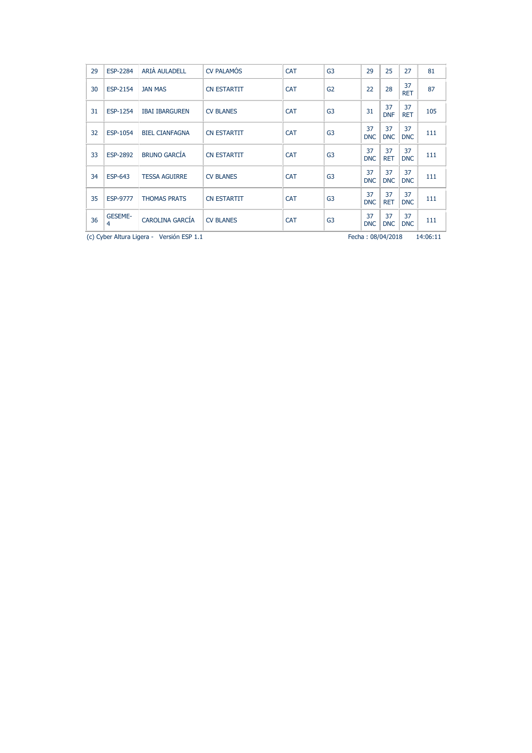| | | | | | | | | | |
|---|---|---|---|---|---|---|---|---|---|
| 29 | ESP-2284 | ARIÀ AULADELL | CV PALAMÓS | CAT | G3 | 29 | 25 | 27 | 81 |
| 30 | ESP-2154 | JAN MAS | CN ESTARTIT | CAT | G2 | 22 | 28 | 37 RET | 87 |
| 31 | ESP-1254 | IBAI IBARGUREN | CV BLANES | CAT | G3 | 31 | 37 DNF | 37 RET | 105 |
| 32 | ESP-1054 | BIEL CIANFAGNA | CN ESTARTIT | CAT | G3 | 37 DNC | 37 DNC | 37 DNC | 111 |
| 33 | ESP-2892 | BRUNO GARCÍA | CN ESTARTIT | CAT | G3 | 37 DNC | 37 RET | 37 DNC | 111 |
| 34 | ESP-643 | TESSA AGUIRRE | CV BLANES | CAT | G3 | 37 DNC | 37 DNC | 37 DNC | 111 |
| 35 | ESP-9777 | THOMAS PRATS | CN ESTARTIT | CAT | G3 | 37 DNC | 37 RET | 37 DNC | 111 |
| 36 | GESEME-4 | CAROLINA GARCÍA | CV BLANES | CAT | G3 | 37 DNC | 37 DNC | 37 DNC | 111 |

(c) Cyber Altura Ligera - Versión ESP 1.1 Fecha : 08/04/2018 14:06:11